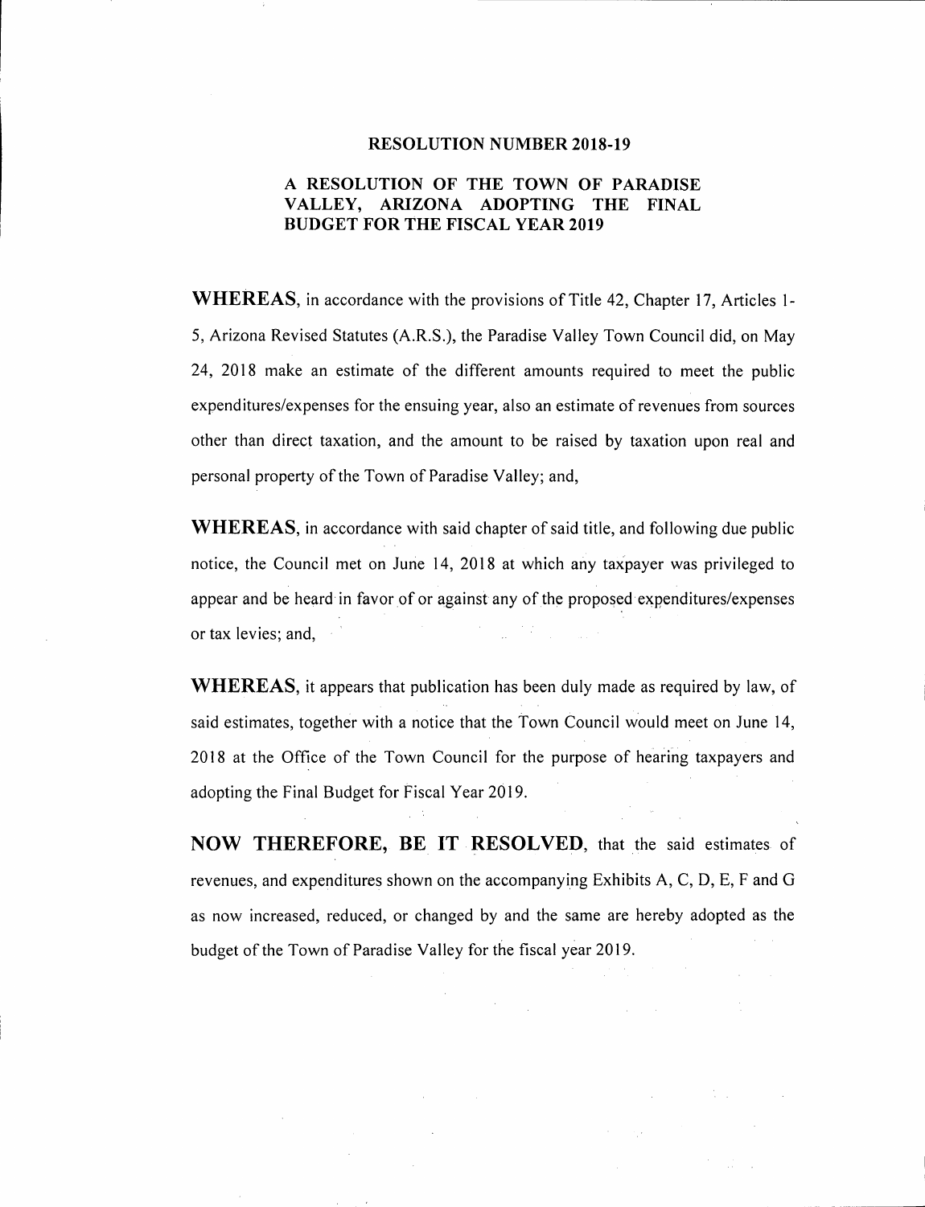# RESOLUTION NUMBER 2018-19

## A RESOLUTION OF THE TOWN OF PARADISE VALLEY, ARIZONA ADOPTING THE FINAL BUDGET FOR THE FISCAL YEAR 2019

**WHEREAS**, in accordance with the provisions of Title 42, Chapter 17, Articles 1-5, Arizona Revised Statutes (A.R.S.), the Paradise Valley Town Council did, on May 24, 2018 make an estimate of the different amounts required to meet the public expenditures/expenses for the ensuing year, also an estimate of revenues from sources other than direct taxation, and the amount to be raised by taxation upon real and personal property of the Town of Paradise Valley; and,

**WHEREAS**, in accordance with said chapter of said title, and following due public notice, the Council met on June 14, 2018 at which any taxpayer was privileged to appear and be heard in favor of or against any of the proposed expenditures/expenses or tax levies; and,

**WHEREAS**, it appears that publication has been duly made as required by law, of said estimates, together with a notice that the Town Council would meet on June 14, 2018 at the Office of the Town Council for the purpose of hearing taxpayers and adopting the Final Budget for Fiscal Year 2019.

**NOW THEREFORE, BE IT RESOLVED**, that the said estimates of revenues, and expenditures shown on the accompanying Exhibits A, C, D, E, F and G as now increased, reduced, or changed by and the same are hereby adopted as the budget of the Town of Paradise Valley for the fiscal year 2019.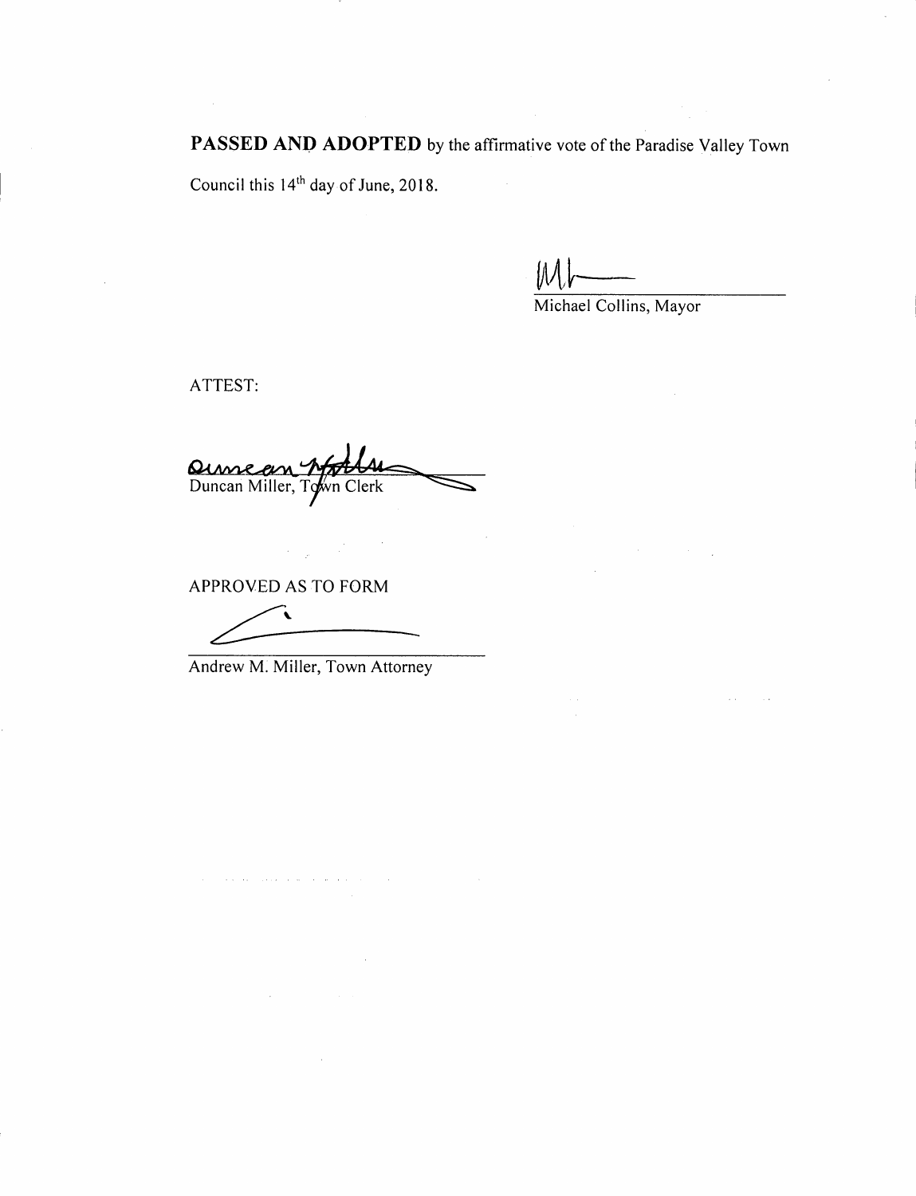**PASSED AND ADOPTED** by the affirmative vote of the Paradise Valley Town Council this 14th day of June, 2018.

Michael Collins, Mayor

ATTEST:

Duncan Miller, Town Clerk

APPROVED AS TO FORM

Andrew M. Miller, Town Attorney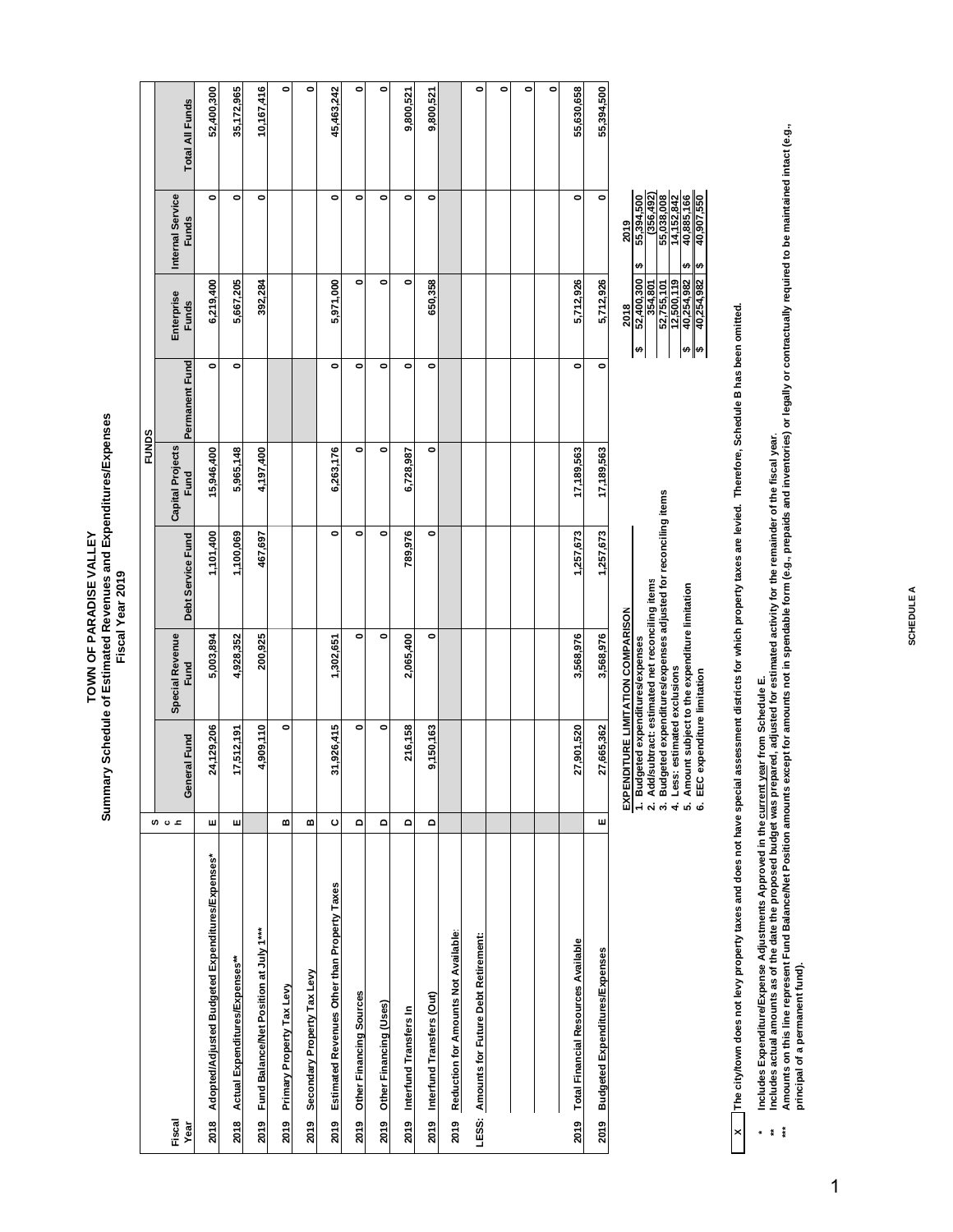# TOWN OF PARADISE VALLEY
## Summary Schedule of Estimated Revenues and Expenditures/Expenses
### Fiscal Year 2019

| Fiscal Year | | Sch | General Fund | Special Revenue Fund | Debt Service Fund | Capital Projects Fund | Permanent Fund | Enterprise Funds | Internal Service Funds | Total All Funds |
|---|---|---|---|---|---|---|---|---|---|---|
| | | | | | | FUNDS | | | | |
| 2018 | Adopted/Adjusted Budgeted Expenditures/Expenses* | E | 24,129,206 | 5,003,894 | 1,101,400 | 15,946,400 | 0 | 6,219,400 | 0 | 52,400,300 |
| 2018 | Actual Expenditures/Expenses** | E | 17,512,191 | 4,928,352 | 1,100,069 | 5,965,148 | 0 | 5,667,205 | 0 | 35,172,965 |
| 2019 | Fund Balance/Net Position at July 1*** | | 4,909,110 | 200,925 | 467,697 | 4,197,400 | | 392,284 | 0 | 10,167,416 |
| 2019 | Primary Property Tax Levy | B | 0 | | | | | | | 0 |
| 2019 | Secondary Property Tax Levy | B | | | | | | | | 0 |
| 2019 | Estimated Revenues Other than Property Taxes | C | 31,926,415 | 1,302,651 | 0 | 6,263,176 | 0 | 5,971,000 | 0 | 45,463,242 |
| 2019 | Other Financing Sources | D | 0 | 0 | 0 | 0 | 0 | 0 | 0 | 0 |
| 2019 | Other Financing (Uses) | D | 0 | 0 | 0 | 0 | 0 | 0 | 0 | 0 |
| 2019 | Interfund Transfers In | D | 216,158 | 2,065,400 | 789,976 | 6,728,987 | 0 | 0 | 0 | 9,800,521 |
| 2019 | Interfund Transfers (Out) | D | 9,150,163 | 0 | 0 | 0 | 0 | 650,358 | 0 | 9,800,521 |
| 2019 | Reduction for Amounts Not Available: | | | | | | | | | |
| LESS: | Amounts for Future Debt Retirement: | | | | | | | | | 0 |
| | | | | | | | | | | 0 |
| | | | | | | | | | | 0 |
| | | | | | | | | | | 0 |
| 2019 | Total Financial Resources Available | | 27,901,520 | 3,568,976 | 1,257,673 | 17,189,563 | 0 | 5,712,926 | 0 | 55,630,658 |
| 2019 | Budgeted Expenditures/Expenses | E | 27,665,362 | 3,568,976 | 1,257,673 | 17,189,563 | 0 | 5,712,926 | 0 | 55,394,500 |

| EXPENDITURE LIMITATION COMPARISON | 2018 | 2019 |
|---|---|---|
| 1. Budgeted expenditures/expenses | $ 52,400,300 | $ 55,394,500 |
| 2. Add/subtract: estimated net reconciling items | 354,801 | (356,492) |
| 3. Budgeted expenditures/expenses adjusted for reconciling items | 52,755,101 | 55,038,008 |
| 4. Less: estimated exclusions | 12,500,119 | 14,152,842 |
| 5. Amount subject to the expenditure limitation | $ 40,254,982 | $ 40,885,166 |
| 6. EEC expenditure limitation | $ 40,254,982 | $ 40,907,550 |

X The city/town does not levy property taxes and does not have special assessment districts for which property taxes are levied. Therefore, Schedule B has been omitted.

\* Includes Expenditure/Expense Adjustments Approved in the current year from Schedule E.

\*\* Includes actual amounts as of the date the proposed budget was prepared, adjusted for estimated activity for the remainder of the fiscal year.

\*\*\* Amounts on this line represent Fund Balance/Net Position amounts except for amounts not in spendable form (e.g., prepaids and inventories) or legally or contractually required to be maintained intact (e.g., principal of a permanent fund).

SCHEDULE A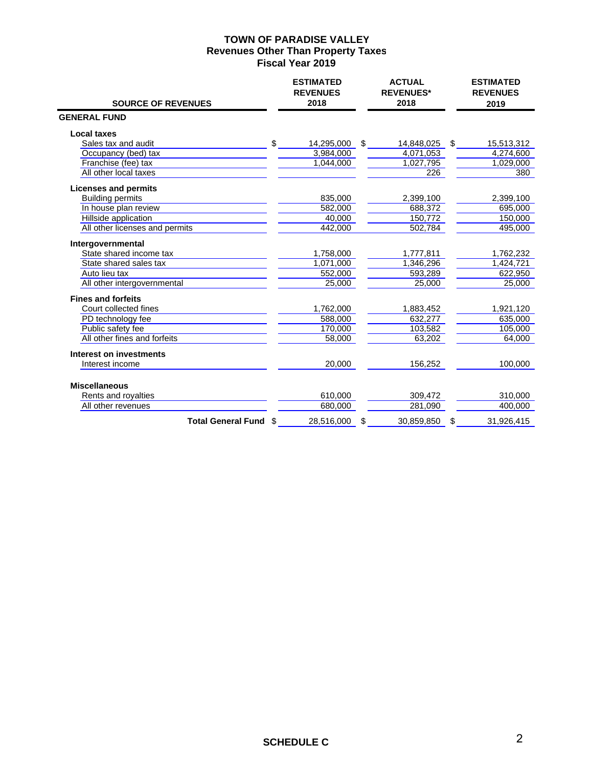# TOWN OF PARADISE VALLEY
## Revenues Other Than Property Taxes
## Fiscal Year 2019

| SOURCE OF REVENUES | ESTIMATED REVENUES 2018 | ACTUAL REVENUES* 2018 | ESTIMATED REVENUES 2019 |
|---|---|---|---|
| **GENERAL FUND** | | | |
| **Local taxes** | | | |
| Sales tax and audit | $ 14,295,000 | $ 14,848,025 | $ 15,513,312 |
| Occupancy (bed) tax | 3,984,000 | 4,071,053 | 4,274,600 |
| Franchise (fee) tax | 1,044,000 | 1,027,795 | 1,029,000 |
| All other local taxes | | 226 | 380 |
| **Licenses and permits** | | | |
| Building permits | 835,000 | 2,399,100 | 2,399,100 |
| In house plan review | 582,000 | 688,372 | 695,000 |
| Hillside application | 40,000 | 150,772 | 150,000 |
| All other licenses and permits | 442,000 | 502,784 | 495,000 |
| **Intergovernmental** | | | |
| State shared income tax | 1,758,000 | 1,777,811 | 1,762,232 |
| State shared sales tax | 1,071,000 | 1,346,296 | 1,424,721 |
| Auto lieu tax | 552,000 | 593,289 | 622,950 |
| All other intergovernmental | 25,000 | 25,000 | 25,000 |
| **Fines and forfeits** | | | |
| Court collected fines | 1,762,000 | 1,883,452 | 1,921,120 |
| PD technology fee | 588,000 | 632,277 | 635,000 |
| Public safety fee | 170,000 | 103,582 | 105,000 |
| All other fines and forfeits | 58,000 | 63,202 | 64,000 |
| **Interest on investments** | | | |
| Interest income | 20,000 | 156,252 | 100,000 |
| **Miscellaneous** | | | |
| Rents and royalties | 610,000 | 309,472 | 310,000 |
| All other revenues | 680,000 | 281,090 | 400,000 |
| **Total General Fund** | $ 28,516,000 | $ 30,859,850 | $ 31,926,415 |

SCHEDULE C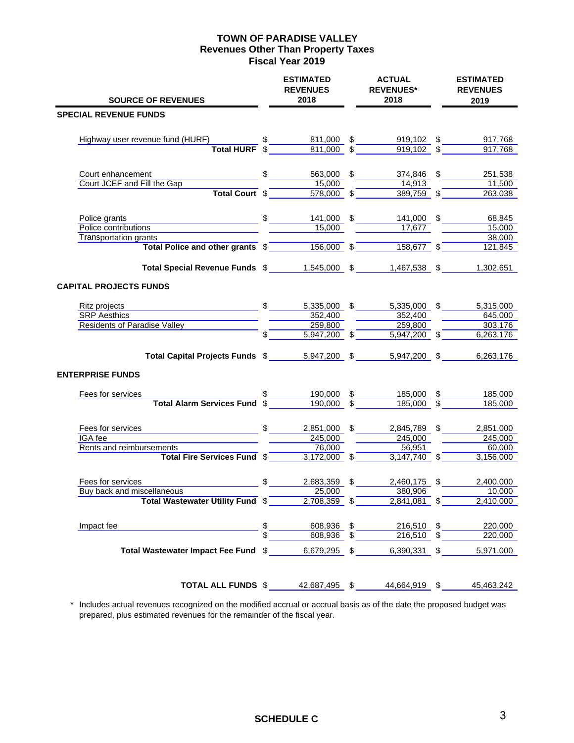# TOWN OF PARADISE VALLEY
## Revenues Other Than Property Taxes
## Fiscal Year 2019

| SOURCE OF REVENUES | ESTIMATED REVENUES 2018 | ACTUAL REVENUES* 2018 | ESTIMATED REVENUES 2019 |
|---|---|---|---|
| **SPECIAL REVENUE FUNDS** | | | |
| Highway user revenue fund (HURF) | $ 811,000 | $ 919,102 | $ 917,768 |
| **Total HURF** | $ 811,000 | $ 919,102 | $ 917,768 |
| Court enhancement | $ 563,000 | $ 374,846 | $ 251,538 |
| Court JCEF and Fill the Gap | 15,000 | 14,913 | 11,500 |
| **Total Court** | $ 578,000 | $ 389,759 | $ 263,038 |
| Police grants | $ 141,000 | $ 141,000 | $ 68,845 |
| Police contributions | 15,000 | 17,677 | 15,000 |
| Transportation grants | | | 38,000 |
| **Total Police and other grants** | $ 156,000 | $ 158,677 | $ 121,845 |
| **Total Special Revenue Funds** | $ 1,545,000 | $ 1,467,538 | $ 1,302,651 |
| **CAPITAL PROJECTS FUNDS** | | | |
| Ritz projects | $ 5,335,000 | $ 5,335,000 | $ 5,315,000 |
| SRP Aesthics | 352,400 | 352,400 | 645,000 |
| Residents of Paradise Valley | 259,800 | 259,800 | 303,176 |
| | $ 5,947,200 | $ 5,947,200 | $ 6,263,176 |
| **Total Capital Projects Funds** | $ 5,947,200 | $ 5,947,200 | $ 6,263,176 |
| **ENTERPRISE FUNDS** | | | |
| Fees for services | $ 190,000 | $ 185,000 | $ 185,000 |
| **Total Alarm Services Fund** | $ 190,000 | $ 185,000 | $ 185,000 |
| Fees for services | $ 2,851,000 | $ 2,845,789 | $ 2,851,000 |
| IGA fee | 245,000 | 245,000 | 245,000 |
| Rents and reimbursements | 76,000 | 56,951 | 60,000 |
| **Total Fire Services Fund** | $ 3,172,000 | $ 3,147,740 | $ 3,156,000 |
| Fees for services | $ 2,683,359 | $ 2,460,175 | $ 2,400,000 |
| Buy back and miscellaneous | 25,000 | 380,906 | 10,000 |
| **Total Wastewater Utility Fund** | $ 2,708,359 | $ 2,841,081 | $ 2,410,000 |
| Impact fee | $ 608,936 | $ 216,510 | $ 220,000 |
| | $ 608,936 | $ 216,510 | $ 220,000 |
| **Total Wastewater Impact Fee Fund** | $ 6,679,295 | $ 6,390,331 | $ 5,971,000 |
| **TOTAL ALL FUNDS** | $ 42,687,495 | $ 44,664,919 | $ 45,463,242 |

\* Includes actual revenues recognized on the modified accrual or accrual basis as of the date the proposed budget was prepared, plus estimated revenues for the remainder of the fiscal year.

**SCHEDULE C**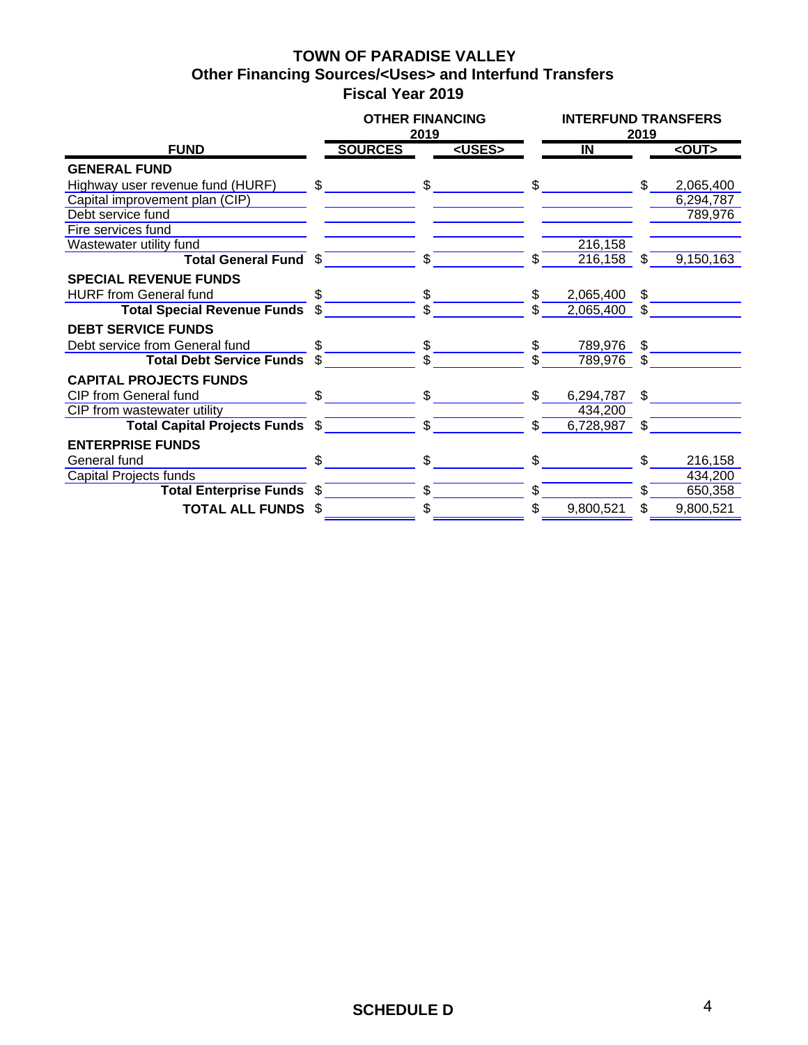# TOWN OF PARADISE VALLEY

## Other Financing Sources/<Uses> and Interfund Transfers

## Fiscal Year 2019

| FUND | OTHER FINANCING 2019 SOURCES | OTHER FINANCING 2019 <USES> | INTERFUND TRANSFERS 2019 IN | INTERFUND TRANSFERS 2019 <OUT> |
|---|---|---|---|---|
| **GENERAL FUND** | | | | |
| Highway user revenue fund (HURF) | $ | $ | $ | $ 2,065,400 |
| Capital improvement plan (CIP) | | | | 6,294,787 |
| Debt service fund | | | | 789,976 |
| Fire services fund | | | | |
| Wastewater utility fund | | | 216,158 | |
| **Total General Fund** | $ | $ | $ 216,158 | $ 9,150,163 |
| **SPECIAL REVENUE FUNDS** | | | | |
| HURF from General fund | $ | $ | $ 2,065,400 | $ |
| **Total Special Revenue Funds** | $ | $ | $ 2,065,400 | $ |
| **DEBT SERVICE FUNDS** | | | | |
| Debt service from General fund | $ | $ | $ 789,976 | $ |
| **Total Debt Service Funds** | $ | $ | $ 789,976 | $ |
| **CAPITAL PROJECTS FUNDS** | | | | |
| CIP from General fund | $ | $ | $ 6,294,787 | $ |
| CIP from wastewater utility | | | 434,200 | |
| **Total Capital Projects Funds** | $ | $ | $ 6,728,987 | $ |
| **ENTERPRISE FUNDS** | | | | |
| General fund | $ | $ | $ | $ 216,158 |
| Capital Projects funds | | | | 434,200 |
| **Total Enterprise Funds** | $ | $ | $ | $ 650,358 |
| **TOTAL ALL FUNDS** | $ | $ | $ 9,800,521 | $ 9,800,521 |

**SCHEDULE D**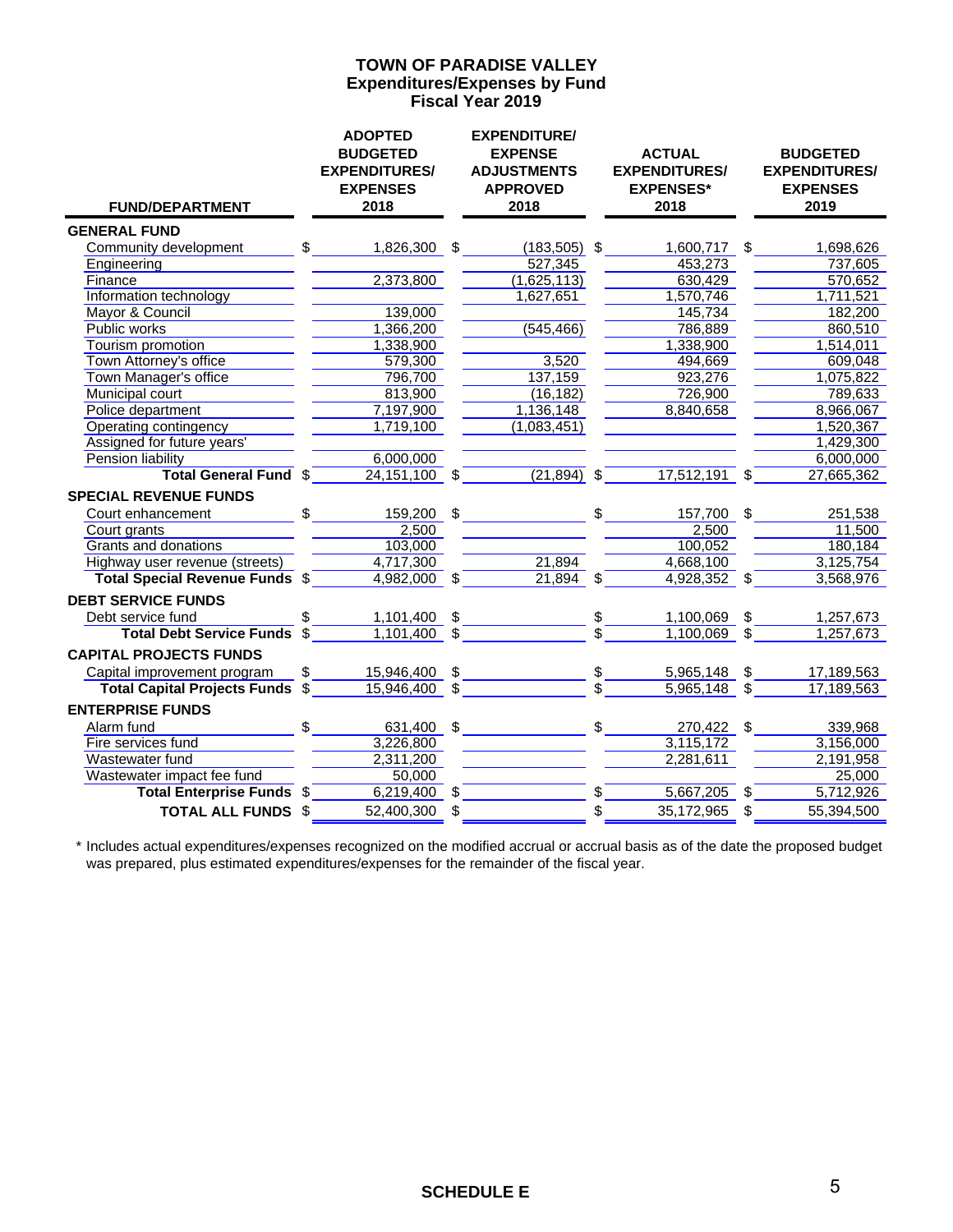# TOWN OF PARADISE VALLEY
## Expenditures/Expenses by Fund
## Fiscal Year 2019

| FUND/DEPARTMENT | ADOPTED BUDGETED EXPENDITURES/ EXPENSES 2018 | EXPENDITURE/ EXPENSE ADJUSTMENTS APPROVED 2018 | ACTUAL EXPENDITURES/ EXPENSES* 2018 | BUDGETED EXPENDITURES/ EXPENSES 2019 |
|---|---|---|---|---|
| **GENERAL FUND** | | | | |
| Community development | $ 1,826,300 | $ (183,505) | $ 1,600,717 | $ 1,698,626 |
| Engineering | | 527,345 | 453,273 | 737,605 |
| Finance | 2,373,800 | (1,625,113) | 630,429 | 570,652 |
| Information technology | | 1,627,651 | 1,570,746 | 1,711,521 |
| Mayor & Council | 139,000 | | 145,734 | 182,200 |
| Public works | 1,366,200 | (545,466) | 786,889 | 860,510 |
| Tourism promotion | 1,338,900 | | 1,338,900 | 1,514,011 |
| Town Attorney's office | 579,300 | 3,520 | 494,669 | 609,048 |
| Town Manager's office | 796,700 | 137,159 | 923,276 | 1,075,822 |
| Municipal court | 813,900 | (16,182) | 726,900 | 789,633 |
| Police department | 7,197,900 | 1,136,148 | 8,840,658 | 8,966,067 |
| Operating contingency | 1,719,100 | (1,083,451) | | 1,520,367 |
| Assigned for future years' | | | | 1,429,300 |
| Pension liability | 6,000,000 | | | 6,000,000 |
| **Total General Fund** | $ 24,151,100 | $ (21,894) | $ 17,512,191 | $ 27,665,362 |
| **SPECIAL REVENUE FUNDS** | | | | |
| Court enhancement | $ 159,200 | $ | $ 157,700 | $ 251,538 |
| Court grants | 2,500 | | 2,500 | 11,500 |
| Grants and donations | 103,000 | | 100,052 | 180,184 |
| Highway user revenue (streets) | 4,717,300 | 21,894 | 4,668,100 | 3,125,754 |
| **Total Special Revenue Funds** | $ 4,982,000 | $ 21,894 | $ 4,928,352 | $ 3,568,976 |
| **DEBT SERVICE FUNDS** | | | | |
| Debt service fund | $ 1,101,400 | $ | $ 1,100,069 | $ 1,257,673 |
| **Total Debt Service Funds** | $ 1,101,400 | $ | $ 1,100,069 | $ 1,257,673 |
| **CAPITAL PROJECTS FUNDS** | | | | |
| Capital improvement program | $ 15,946,400 | $ | $ 5,965,148 | $ 17,189,563 |
| **Total Capital Projects Funds** | $ 15,946,400 | $ | $ 5,965,148 | $ 17,189,563 |
| **ENTERPRISE FUNDS** | | | | |
| Alarm fund | $ 631,400 | $ | $ 270,422 | $ 339,968 |
| Fire services fund | 3,226,800 | | 3,115,172 | 3,156,000 |
| Wastewater fund | 2,311,200 | | 2,281,611 | 2,191,958 |
| Wastewater impact fee fund | 50,000 | | | 25,000 |
| **Total Enterprise Funds** | $ 6,219,400 | $ | $ 5,667,205 | $ 5,712,926 |
| **TOTAL ALL FUNDS** | $ 52,400,300 | $ | $ 35,172,965 | $ 55,394,500 |

\* Includes actual expenditures/expenses recognized on the modified accrual or accrual basis as of the date the proposed budget was prepared, plus estimated expenditures/expenses for the remainder of the fiscal year.

**SCHEDULE E**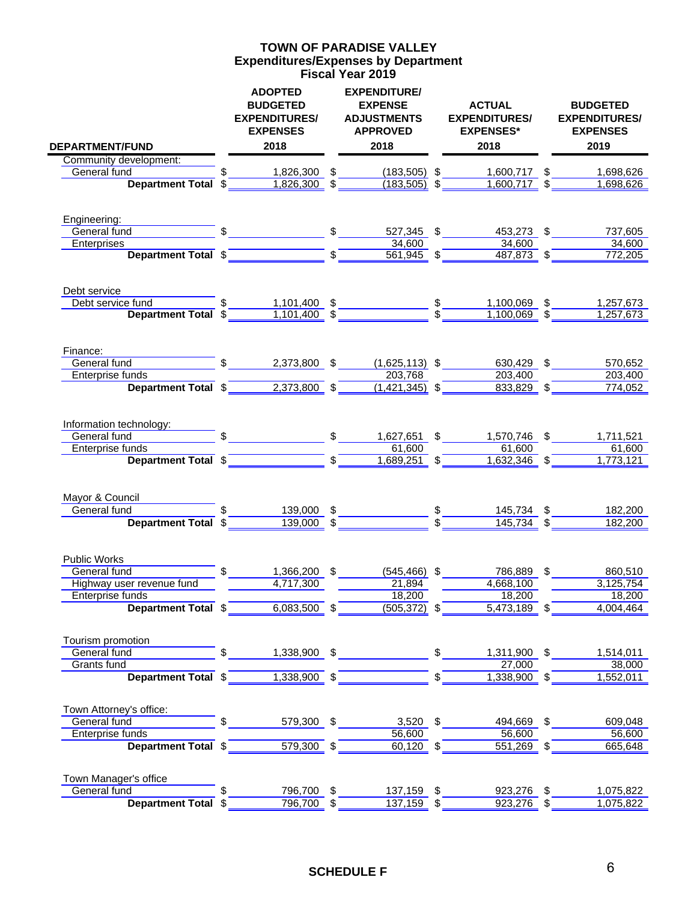# TOWN OF PARADISE VALLEY
## Expenditures/Expenses by Department
### Fiscal Year 2019

| DEPARTMENT/FUND | ADOPTED BUDGETED EXPENDITURES/ EXPENSES 2018 | EXPENDITURE/ EXPENSE ADJUSTMENTS APPROVED 2018 | ACTUAL EXPENDITURES/ EXPENSES* 2018 | BUDGETED EXPENDITURES/ EXPENSES 2019 |
|---|---|---|---|---|
| Community development: | | | | |
| General fund | $ 1,826,300 | $ (183,505) | $ 1,600,717 | $ 1,698,626 |
| **Department Total** | $ 1,826,300 | $ (183,505) | $ 1,600,717 | $ 1,698,626 |
| Engineering: | | | | |
| General fund | $ | $ 527,345 | $ 453,273 | $ 737,605 |
| Enterprises | | 34,600 | 34,600 | 34,600 |
| **Department Total** | $ | $ 561,945 | $ 487,873 | $ 772,205 |
| Debt service | | | | |
| Debt service fund | $ 1,101,400 | $ | $ 1,100,069 | $ 1,257,673 |
| **Department Total** | $ 1,101,400 | $ | $ 1,100,069 | $ 1,257,673 |
| Finance: | | | | |
| General fund | $ 2,373,800 | $ (1,625,113) | $ 630,429 | $ 570,652 |
| Enterprise funds | | 203,768 | 203,400 | 203,400 |
| **Department Total** | $ 2,373,800 | $ (1,421,345) | $ 833,829 | $ 774,052 |
| Information technology: | | | | |
| General fund | $ | $ 1,627,651 | $ 1,570,746 | $ 1,711,521 |
| Enterprise funds | | 61,600 | 61,600 | 61,600 |
| **Department Total** | $ | $ 1,689,251 | $ 1,632,346 | $ 1,773,121 |
| Mayor & Council | | | | |
| General fund | $ 139,000 | $ | $ 145,734 | $ 182,200 |
| **Department Total** | $ 139,000 | $ | $ 145,734 | $ 182,200 |
| Public Works | | | | |
| General fund | $ 1,366,200 | $ (545,466) | $ 786,889 | $ 860,510 |
| Highway user revenue fund | 4,717,300 | 21,894 | 4,668,100 | 3,125,754 |
| Enterprise funds | | 18,200 | 18,200 | 18,200 |
| **Department Total** | $ 6,083,500 | $ (505,372) | $ 5,473,189 | $ 4,004,464 |
| Tourism promotion | | | | |
| General fund | $ 1,338,900 | $ | $ 1,311,900 | $ 1,514,011 |
| Grants fund | | | 27,000 | 38,000 |
| **Department Total** | $ 1,338,900 | $ | $ 1,338,900 | $ 1,552,011 |
| Town Attorney's office: | | | | |
| General fund | $ 579,300 | $ 3,520 | $ 494,669 | $ 609,048 |
| Enterprise funds | | 56,600 | 56,600 | 56,600 |
| **Department Total** | $ 579,300 | $ 60,120 | $ 551,269 | $ 665,648 |
| Town Manager's office | | | | |
| General fund | $ 796,700 | $ 137,159 | $ 923,276 | $ 1,075,822 |
| **Department Total** | $ 796,700 | $ 137,159 | $ 923,276 | $ 1,075,822 |

**SCHEDULE F**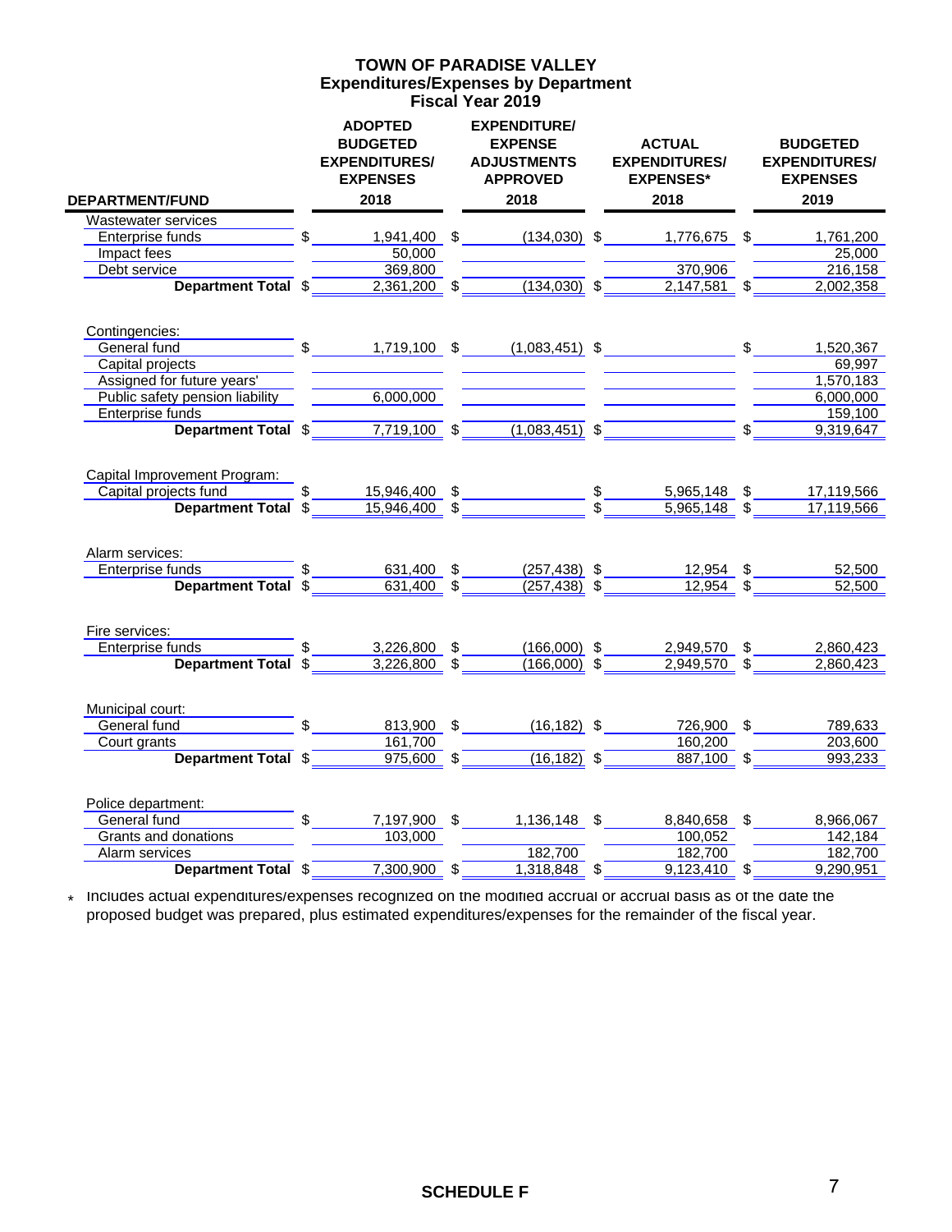# TOWN OF PARADISE VALLEY
## Expenditures/Expenses by Department
## Fiscal Year 2019

| DEPARTMENT/FUND | ADOPTED BUDGETED EXPENDITURES/ EXPENSES 2018 | EXPENDITURE/ EXPENSE ADJUSTMENTS APPROVED 2018 | ACTUAL EXPENDITURES/ EXPENSES* 2018 | BUDGETED EXPENDITURES/ EXPENSES 2019 |
|---|---|---|---|---|
| **Wastewater services** | | | | |
| Enterprise funds | $ 1,941,400 | $ (134,030) | $ 1,776,675 | $ 1,761,200 |
| Impact fees | 50,000 | | | 25,000 |
| Debt service | 369,800 | | 370,906 | 216,158 |
| **Department Total** | $ 2,361,200 | $ (134,030) | $ 2,147,581 | $ 2,002,358 |
| **Contingencies:** | | | | |
| General fund | $ 1,719,100 | $ (1,083,451) | $ | $ 1,520,367 |
| Capital projects | | | | 69,997 |
| Assigned for future years' | | | | 1,570,183 |
| Public safety pension liability | 6,000,000 | | | 6,000,000 |
| Enterprise funds | | | | 159,100 |
| **Department Total** | $ 7,719,100 | $ (1,083,451) | $ | $ 9,319,647 |
| **Capital Improvement Program:** | | | | |
| Capital projects fund | $ 15,946,400 | $ | $ 5,965,148 | $ 17,119,566 |
| **Department Total** | $ 15,946,400 | $ | $ 5,965,148 | $ 17,119,566 |
| **Alarm services:** | | | | |
| Enterprise funds | $ 631,400 | $ (257,438) | $ 12,954 | $ 52,500 |
| **Department Total** | $ 631,400 | $ (257,438) | $ 12,954 | $ 52,500 |
| **Fire services:** | | | | |
| Enterprise funds | $ 3,226,800 | $ (166,000) | $ 2,949,570 | $ 2,860,423 |
| **Department Total** | $ 3,226,800 | $ (166,000) | $ 2,949,570 | $ 2,860,423 |
| **Municipal court:** | | | | |
| General fund | $ 813,900 | $ (16,182) | $ 726,900 | $ 789,633 |
| Court grants | 161,700 | | 160,200 | 203,600 |
| **Department Total** | $ 975,600 | $ (16,182) | $ 887,100 | $ 993,233 |
| **Police department:** | | | | |
| General fund | $ 7,197,900 | $ 1,136,148 | $ 8,840,658 | $ 8,966,067 |
| Grants and donations | 103,000 | | 100,052 | 142,184 |
| Alarm services | | 182,700 | 182,700 | 182,700 |
| **Department Total** | $ 7,300,900 | $ 1,318,848 | $ 9,123,410 | $ 9,290,951 |

\* Includes actual expenditures/expenses recognized on the modified accrual or accrual basis as of the date the proposed budget was prepared, plus estimated expenditures/expenses for the remainder of the fiscal year.

**SCHEDULE F**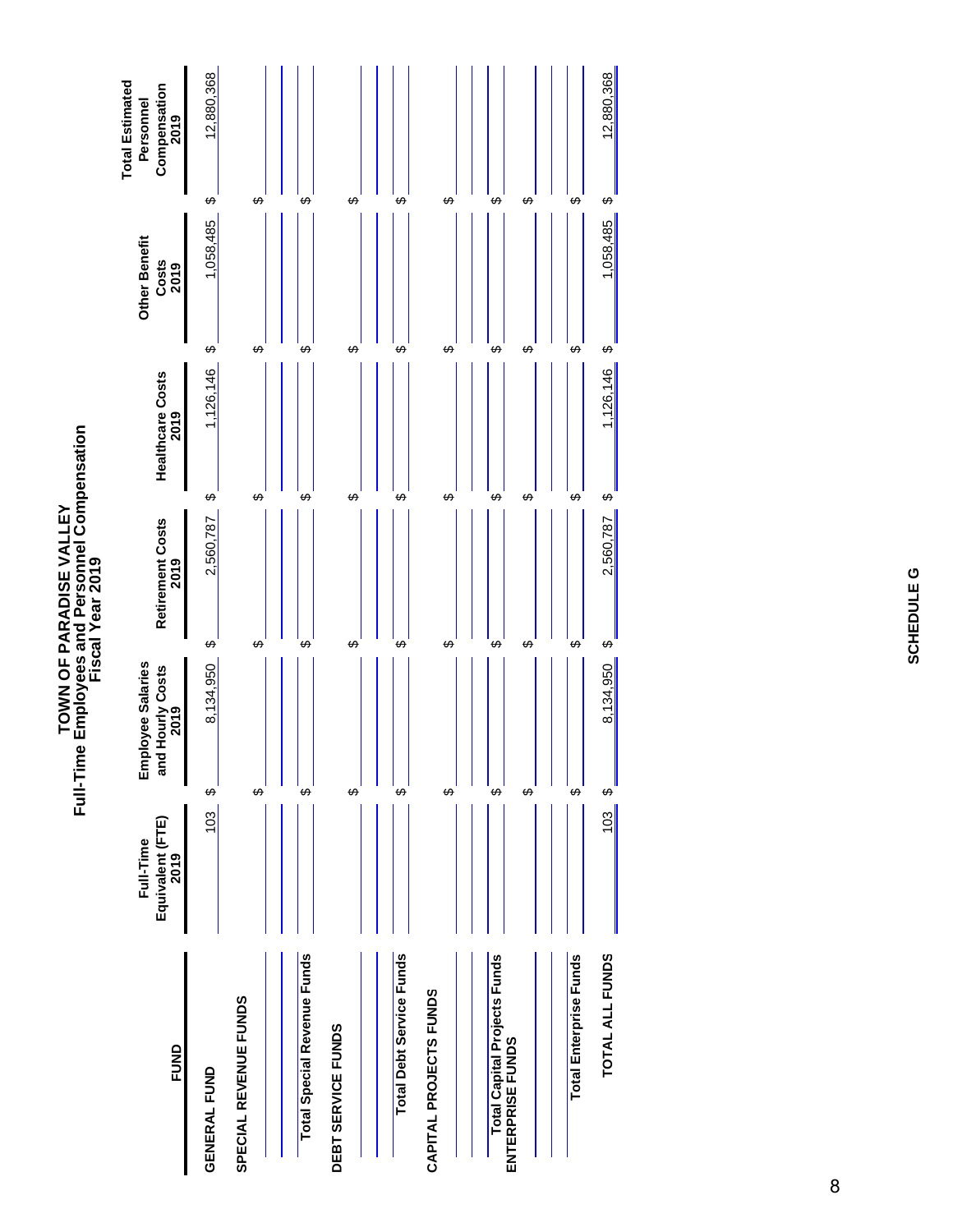# TOWN OF PARADISE VALLEY
## Full-Time Employees and Personnel Compensation
### Fiscal Year 2019

| FUND | Full-Time Equivalent (FTE) 2019 | Employee Salaries and Hourly Costs 2019 | Retirement Costs 2019 | Healthcare Costs 2019 | Other Benefit Costs 2019 | Total Estimated Personnel Compensation 2019 |
|---|---|---|---|---|---|---|
| GENERAL FUND | 103 | $ 8,134,950 | $ 2,560,787 | $ 1,126,146 | $ 1,058,485 | $ 12,880,368 |
| SPECIAL REVENUE FUNDS | | $ | $ | $ | $ | $ |
| | | | | | | |
| | | | | | | |
| Total Special Revenue Funds | | $ | $ | $ | $ | $ |
| DEBT SERVICE FUNDS | | $ | $ | $ | $ | $ |
| | | | | | | |
| | | | | | | |
| Total Debt Service Funds | | $ | $ | $ | $ | $ |
| CAPITAL PROJECTS FUNDS | | $ | $ | $ | $ | $ |
| | | | | | | |
| | | | | | | |
| Total Capital Projects Funds | | $ | $ | $ | $ | $ |
| ENTERPRISE FUNDS | | $ | $ | $ | $ | $ |
| | | | | | | |
| | | | | | | |
| Total Enterprise Funds | | $ | $ | $ | $ | $ |
| TOTAL ALL FUNDS | 103 | $ 8,134,950 | $ 2,560,787 | $ 1,126,146 | $ 1,058,485 | $ 12,880,368 |

SCHEDULE G